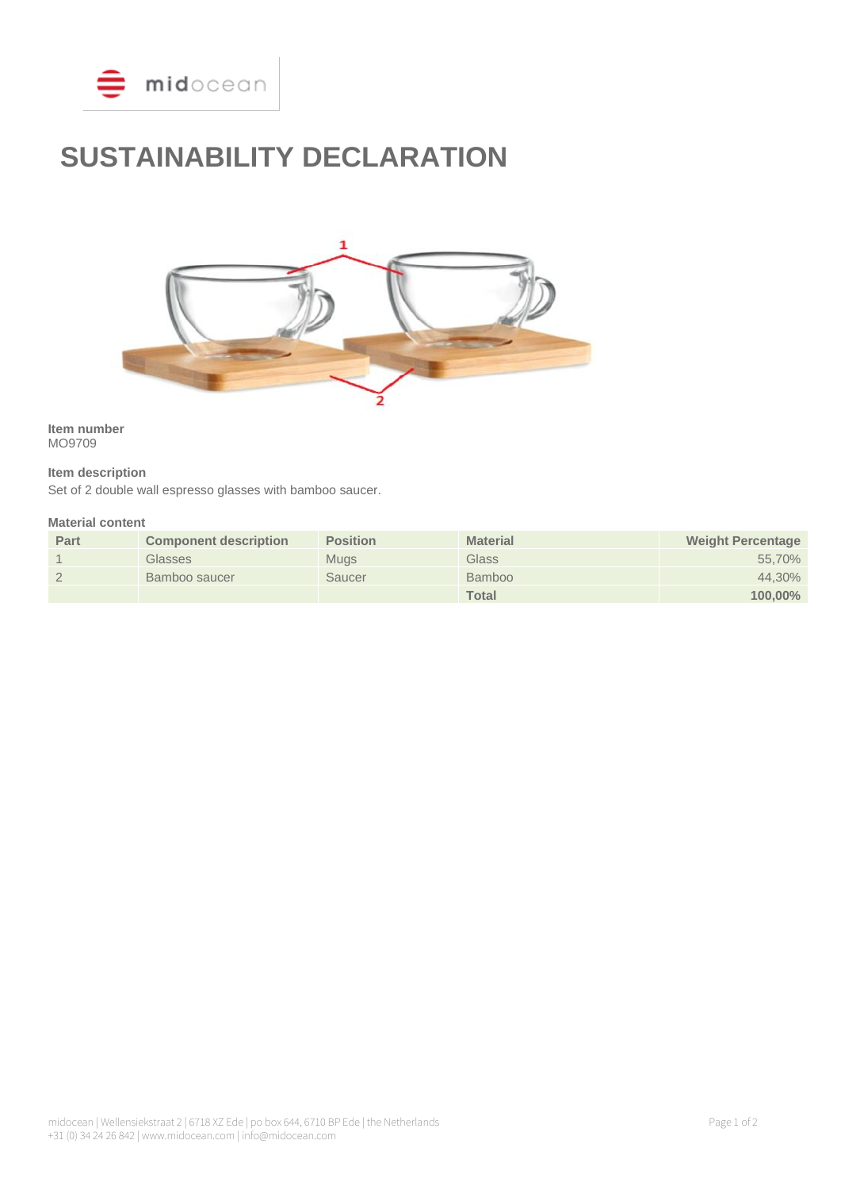# SUSTAINABILITY DECLARATION

**Item number**
MO9709

**Item description**
Set of 2 double wall espresso glasses with bamboo saucer.

**Material content**

| Part | Component description | Position | Material | Weight Percentage |
|---|---|---|---|---|
| 1 | Glasses | Mugs | Glass | 55,70% |
| 2 | Bamboo saucer | Saucer | Bamboo | 44,30% |
| | | | **Total** | **100,00%** |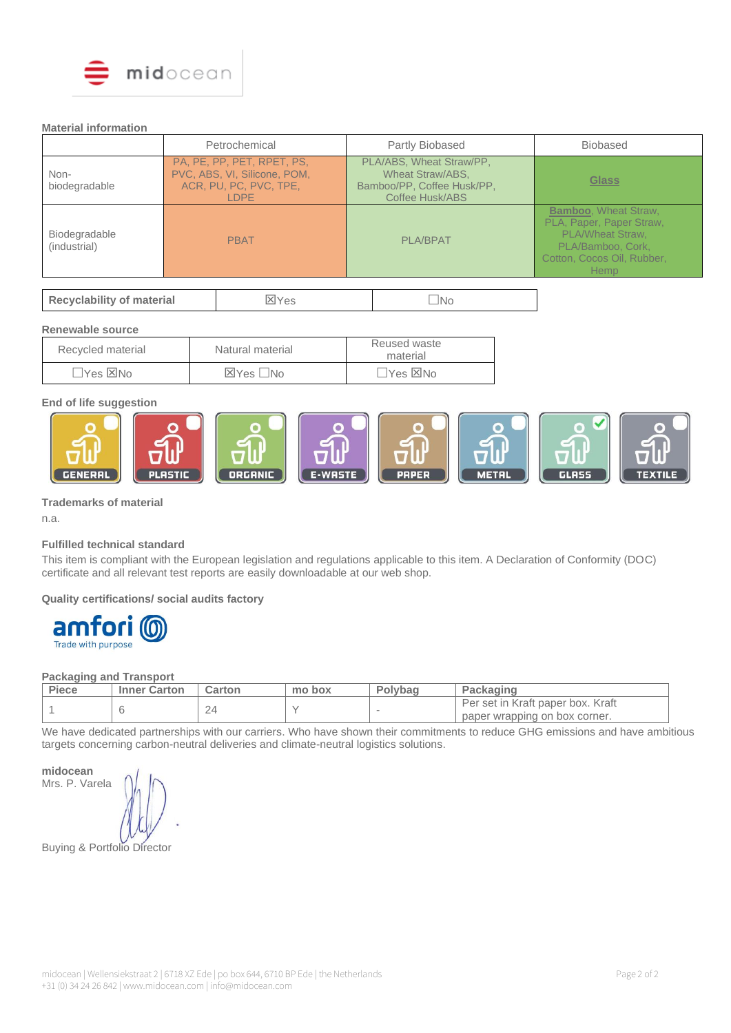midocean

**Material information**

| | Petrochemical | Partly Biobased | Biobased |
|---|---|---|---|
| Non-biodegradable | PA, PE, PP, PET, RPET, PS, PVC, ABS, VI, Silicone, POM, ACR, PU, PC, PVC, TPE, LDPE | PLA/ABS, Wheat Straw/PP, Wheat Straw/ABS, Bamboo/PP, Coffee Husk/PP, Coffee Husk/ABS | **Glass** |
| Biodegradable (industrial) | PBAT | PLA/BPAT | **Bamboo**, Wheat Straw, PLA, Paper, Paper Straw, PLA/Wheat Straw, PLA/Bamboo, Cork, Cotton, Cocos Oil, Rubber, Hemp |

| | | |
|---|---|---|
| **Recyclability of material** | ☒Yes | ☐No |

**Renewable source**

| Recycled material | Natural material | Reused waste material |
|---|---|---|
| ☐Yes ☒No | ☒Yes ☐No | ☐Yes ☒No |

**End of life suggestion**

GENERAL | PLASTIC | ORGANIC | E-WASTE | PAPER | METAL | GLASS ✓ | TEXTILE

**Trademarks of material**

n.a.

**Fulfilled technical standard**

This item is compliant with the European legislation and regulations applicable to this item. A Declaration of Conformity (DOC) certificate and all relevant test reports are easily downloadable at our web shop.

**Quality certifications/ social audits factory**

amfori
Trade with purpose

**Packaging and Transport**

| Piece | Inner Carton | Carton | mo box | Polybag | Packaging |
|---|---|---|---|---|---|
| 1 | 6 | 24 | Y | - | Per set in Kraft paper box. Kraft paper wrapping on box corner. |

We have dedicated partnerships with our carriers. Who have shown their commitments to reduce GHG emissions and have ambitious targets concerning carbon-neutral deliveries and climate-neutral logistics solutions.

**midocean**
Mrs. P. Varela

Buying & Portfolio Director

midocean | Wellensiekstraat 2 | 6718 XZ Ede | po box 644, 6710 BP Ede | the Netherlands
+31 (0) 34 24 26 842 | www.midocean.com | info@midocean.com